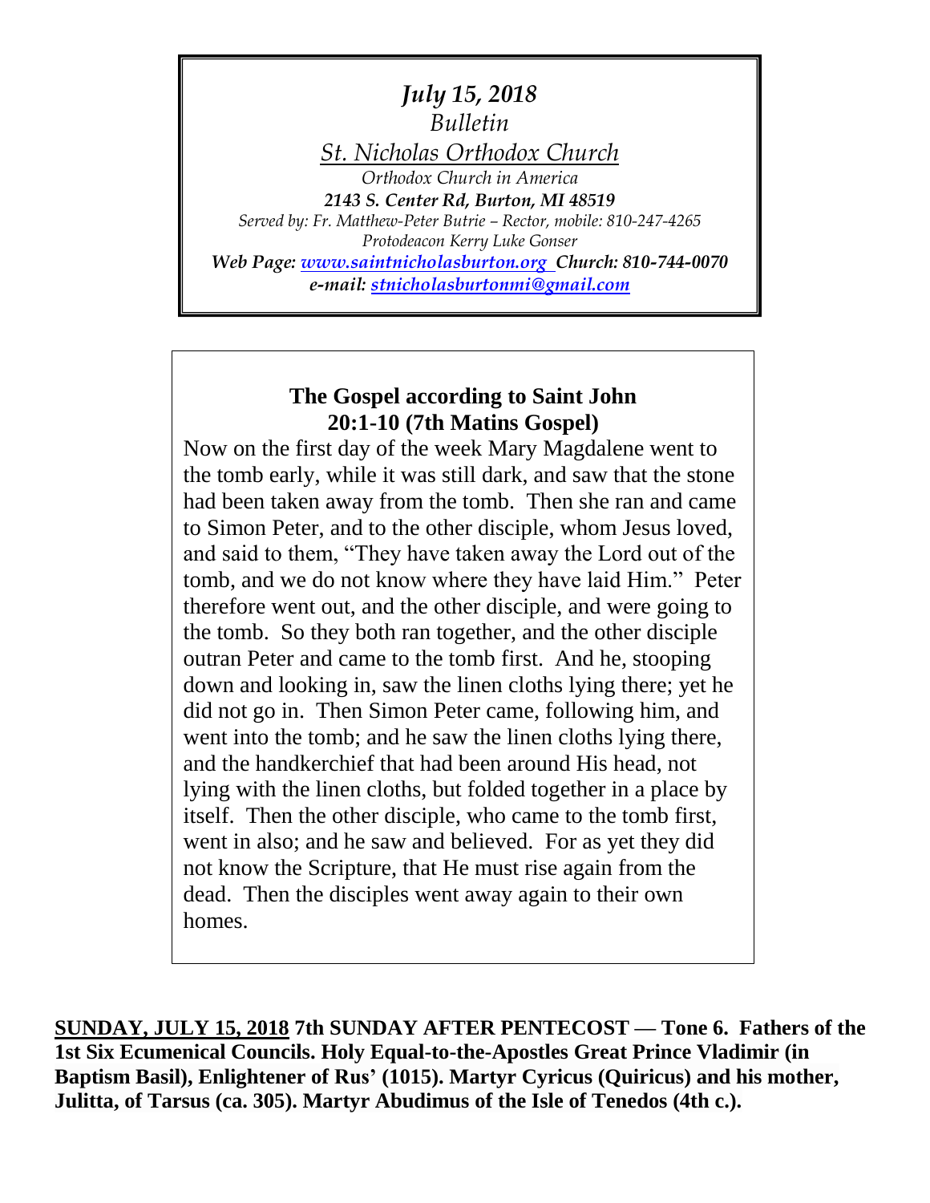*July 15, 2018*
*Bulletin*
*St. Nicholas Orthodox Church*
*Orthodox Church in America*
***2143 S. Center Rd, Burton, MI 48519***
*Served by: Fr. Matthew-Peter Butrie – Rector, mobile: 810-247-4265*
*Protodeacon Kerry Luke Gonser*
***Web Page: [www.saintnicholasburton.org](http://www.saintnicholasburton.org) Church: 810-744-0070***
***e-mail: [stnicholasburtonmi@gmail.com](mailto:stnicholasburtonmi@gmail.com)***

### The Gospel according to Saint John 20:1-10 (7th Matins Gospel)

Now on the first day of the week Mary Magdalene went to the tomb early, while it was still dark, and saw that the stone had been taken away from the tomb. Then she ran and came to Simon Peter, and to the other disciple, whom Jesus loved, and said to them, "They have taken away the Lord out of the tomb, and we do not know where they have laid Him." Peter therefore went out, and the other disciple, and were going to the tomb. So they both ran together, and the other disciple outran Peter and came to the tomb first. And he, stooping down and looking in, saw the linen cloths lying there; yet he did not go in. Then Simon Peter came, following him, and went into the tomb; and he saw the linen cloths lying there, and the handkerchief that had been around His head, not lying with the linen cloths, but folded together in a place by itself. Then the other disciple, who came to the tomb first, went in also; and he saw and believed. For as yet they did not know the Scripture, that He must rise again from the dead. Then the disciples went away again to their own homes.

**SUNDAY, JULY 15, 2018 7th SUNDAY AFTER PENTECOST — Tone 6. Fathers of the 1st Six Ecumenical Councils. Holy Equal-to-the-Apostles Great Prince Vladimir (in Baptism Basil), Enlightener of Rus' (1015). Martyr Cyricus (Quiricus) and his mother, Julitta, of Tarsus (ca. 305). Martyr Abudimus of the Isle of Tenedos (4th c.).**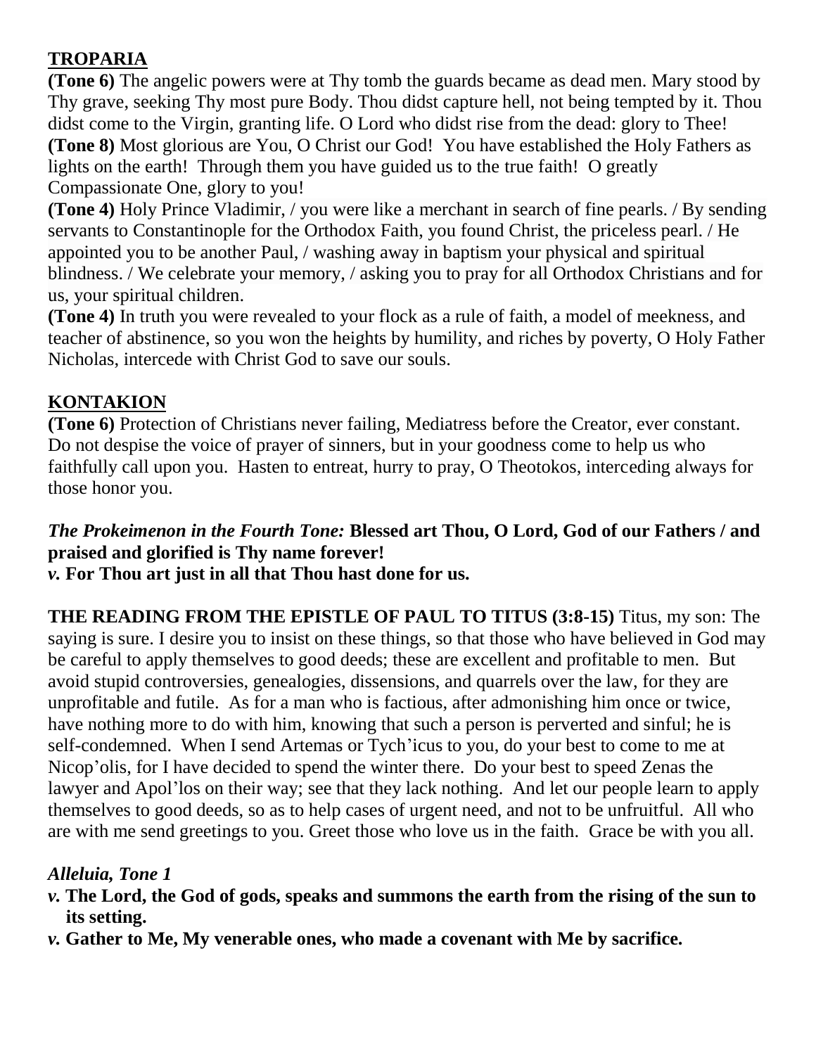## TROPARIA

**(Tone 6)** The angelic powers were at Thy tomb the guards became as dead men. Mary stood by Thy grave, seeking Thy most pure Body. Thou didst capture hell, not being tempted by it. Thou didst come to the Virgin, granting life. O Lord who didst rise from the dead: glory to Thee!
**(Tone 8)** Most glorious are You, O Christ our God! You have established the Holy Fathers as lights on the earth! Through them you have guided us to the true faith! O greatly Compassionate One, glory to you!
**(Tone 4)** Holy Prince Vladimir, / you were like a merchant in search of fine pearls. / By sending servants to Constantinople for the Orthodox Faith, you found Christ, the priceless pearl. / He appointed you to be another Paul, / washing away in baptism your physical and spiritual blindness. / We celebrate your memory, / asking you to pray for all Orthodox Christians and for us, your spiritual children.
**(Tone 4)** In truth you were revealed to your flock as a rule of faith, a model of meekness, and teacher of abstinence, so you won the heights by humility, and riches by poverty, O Holy Father Nicholas, intercede with Christ God to save our souls.

## KONTAKION

**(Tone 6)** Protection of Christians never failing, Mediatress before the Creator, ever constant. Do not despise the voice of prayer of sinners, but in your goodness come to help us who faithfully call upon you. Hasten to entreat, hurry to pray, O Theotokos, interceding always for those honor you.

***The Prokeimenon in the Fourth Tone:*** **Blessed art Thou, O Lord, God of our Fathers / and praised and glorified is Thy name forever!**
***v.*** **For Thou art just in all that Thou hast done for us.**

**THE READING FROM THE EPISTLE OF PAUL TO TITUS (3:8-15)** Titus, my son: The saying is sure. I desire you to insist on these things, so that those who have believed in God may be careful to apply themselves to good deeds; these are excellent and profitable to men. But avoid stupid controversies, genealogies, dissensions, and quarrels over the law, for they are unprofitable and futile. As for a man who is factious, after admonishing him once or twice, have nothing more to do with him, knowing that such a person is perverted and sinful; he is self-condemned. When I send Artemas or Tych'icus to you, do your best to come to me at Nicop'olis, for I have decided to spend the winter there. Do your best to speed Zenas the lawyer and Apol'los on their way; see that they lack nothing. And let our people learn to apply themselves to good deeds, so as to help cases of urgent need, and not to be unfruitful. All who are with me send greetings to you. Greet those who love us in the faith. Grace be with you all.

***Alleluia, Tone 1***

- ***v.*** **The Lord, the God of gods, speaks and summons the earth from the rising of the sun to its setting.**
- ***v.*** **Gather to Me, My venerable ones, who made a covenant with Me by sacrifice.**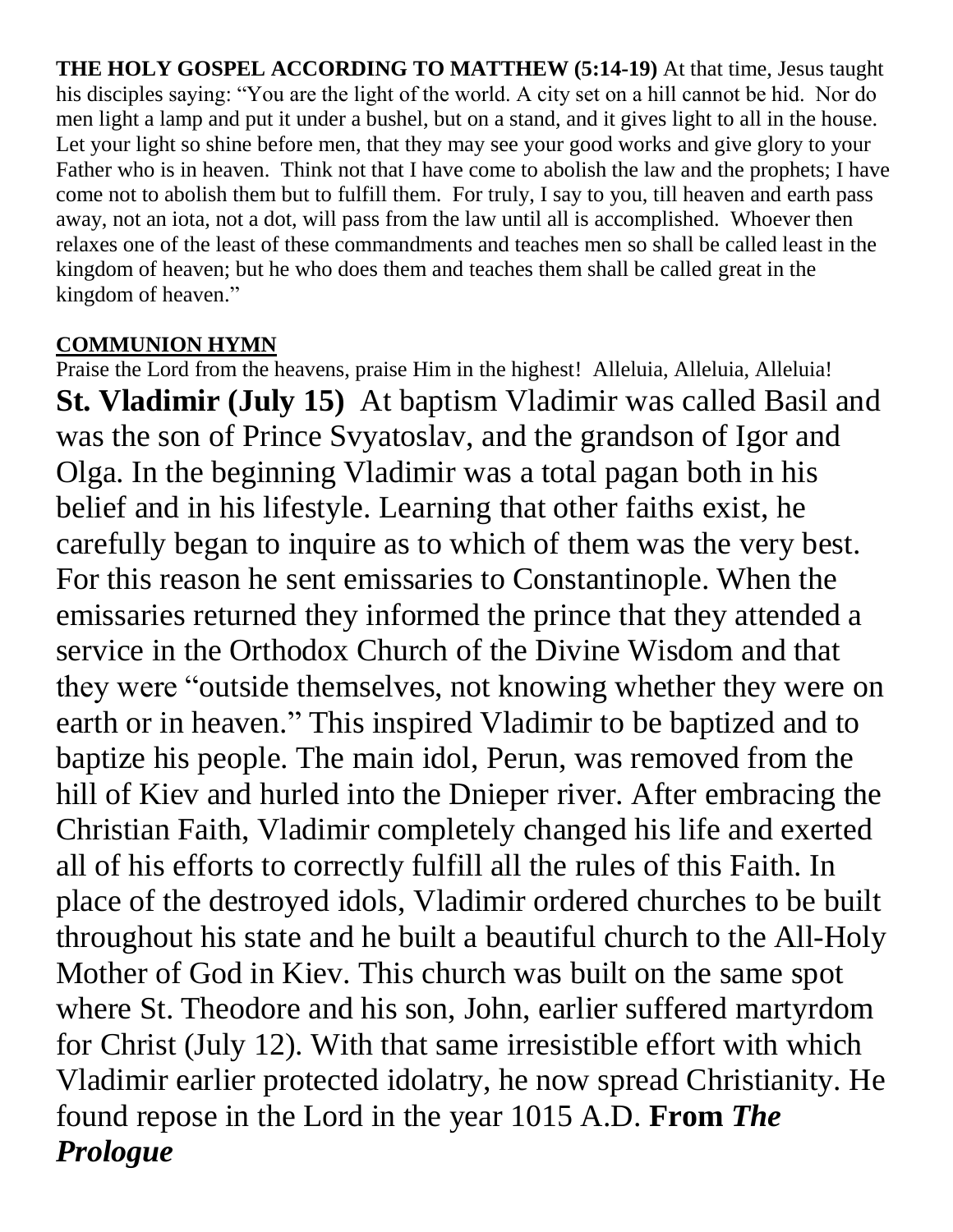**THE HOLY GOSPEL ACCORDING TO MATTHEW (5:14-19)** At that time, Jesus taught his disciples saying: "You are the light of the world. A city set on a hill cannot be hid. Nor do men light a lamp and put it under a bushel, but on a stand, and it gives light to all in the house. Let your light so shine before men, that they may see your good works and give glory to your Father who is in heaven. Think not that I have come to abolish the law and the prophets; I have come not to abolish them but to fulfill them. For truly, I say to you, till heaven and earth pass away, not an iota, not a dot, will pass from the law until all is accomplished. Whoever then relaxes one of the least of these commandments and teaches men so shall be called least in the kingdom of heaven; but he who does them and teaches them shall be called great in the kingdom of heaven."

**COMMUNION HYMN**

Praise the Lord from the heavens, praise Him in the highest! Alleluia, Alleluia, Alleluia!

**St. Vladimir (July 15)** At baptism Vladimir was called Basil and was the son of Prince Svyatoslav, and the grandson of Igor and Olga. In the beginning Vladimir was a total pagan both in his belief and in his lifestyle. Learning that other faiths exist, he carefully began to inquire as to which of them was the very best. For this reason he sent emissaries to Constantinople. When the emissaries returned they informed the prince that they attended a service in the Orthodox Church of the Divine Wisdom and that they were "outside themselves, not knowing whether they were on earth or in heaven." This inspired Vladimir to be baptized and to baptize his people. The main idol, Perun, was removed from the hill of Kiev and hurled into the Dnieper river. After embracing the Christian Faith, Vladimir completely changed his life and exerted all of his efforts to correctly fulfill all the rules of this Faith. In place of the destroyed idols, Vladimir ordered churches to be built throughout his state and he built a beautiful church to the All-Holy Mother of God in Kiev. This church was built on the same spot where St. Theodore and his son, John, earlier suffered martyrdom for Christ (July 12). With that same irresistible effort with which Vladimir earlier protected idolatry, he now spread Christianity. He found repose in the Lord in the year 1015 A.D. **From *The Prologue***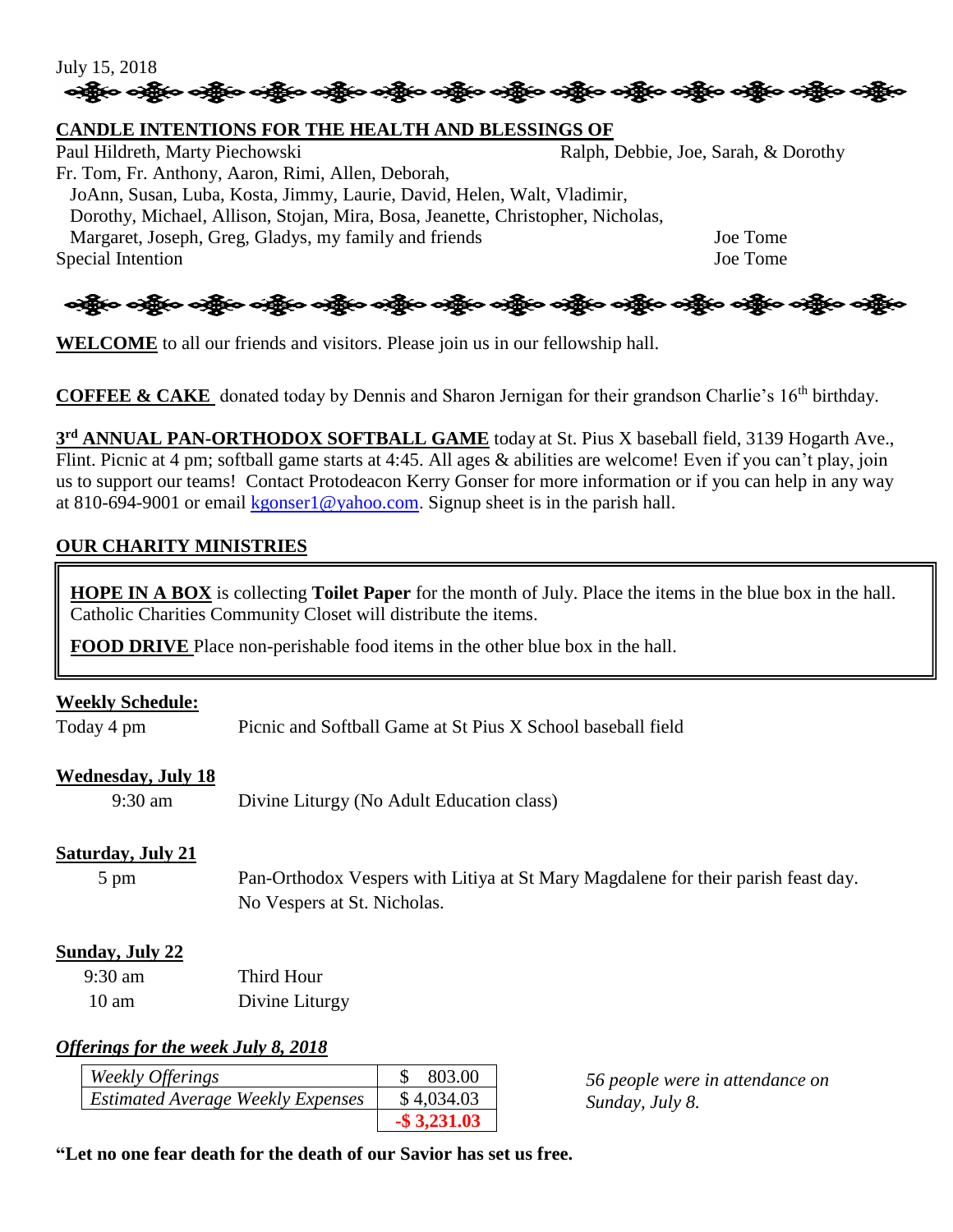July 15, 2018

**CANDLE INTENTIONS FOR THE HEALTH AND BLESSINGS OF**

Paul Hildreth, Marty Piechowski — Ralph, Debbie, Joe, Sarah, & Dorothy

Fr. Tom, Fr. Anthony, Aaron, Rimi, Allen, Deborah,
JoAnn, Susan, Luba, Kosta, Jimmy, Laurie, David, Helen, Walt, Vladimir,
Dorothy, Michael, Allison, Stojan, Mira, Bosa, Jeanette, Christopher, Nicholas,
Margaret, Joseph, Greg, Gladys, my family and friends — Joe Tome

Special Intention — Joe Tome

**WELCOME** to all our friends and visitors. Please join us in our fellowship hall.

**COFFEE & CAKE** donated today by Dennis and Sharon Jernigan for their grandson Charlie's 16th birthday.

**3rd ANNUAL PAN-ORTHODOX SOFTBALL GAME** today at St. Pius X baseball field, 3139 Hogarth Ave., Flint. Picnic at 4 pm; softball game starts at 4:45. All ages & abilities are welcome! Even if you can't play, join us to support our teams! Contact Protodeacon Kerry Gonser for more information or if you can help in any way at 810-694-9001 or email kgonser1@yahoo.com. Signup sheet is in the parish hall.

**OUR CHARITY MINISTRIES**

**HOPE IN A BOX** is collecting **Toilet Paper** for the month of July. Place the items in the blue box in the hall. Catholic Charities Community Closet will distribute the items.

**FOOD DRIVE** Place non-perishable food items in the other blue box in the hall.

**Weekly Schedule:**

Today 4 pm — Picnic and Softball Game at St Pius X School baseball field

**Wednesday, July 18**

9:30 am — Divine Liturgy (No Adult Education class)

**Saturday, July 21**

5 pm — Pan-Orthodox Vespers with Litiya at St Mary Magdalene for their parish feast day. No Vespers at St. Nicholas.

**Sunday, July 22**

9:30 am — Third Hour

10 am — Divine Liturgy

***Offerings for the week July 8, 2018***

| | |
|---|---|
| *Weekly Offerings* | $ 803.00 |
| *Estimated Average Weekly Expenses* | $ 4,034.03 |
| | -$ 3,231.03 |

*56 people were in attendance on Sunday, July 8.*

**"Let no one fear death for the death of our Savior has set us free.**